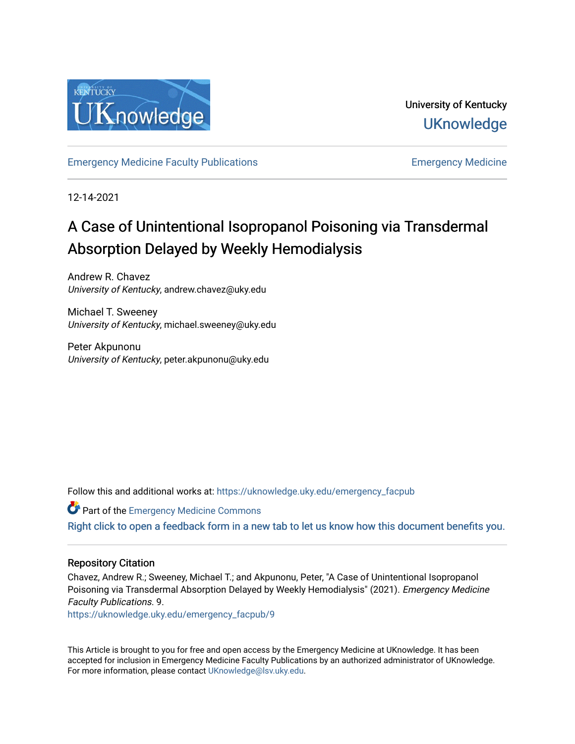University of Kentucky

UKnowledge

Emergency Medicine Faculty Publications | Emergency Medicine

12-14-2021

# A Case of Unintentional Isopropanol Poisoning via Transdermal Absorption Delayed by Weekly Hemodialysis

Andrew R. Chavez
*University of Kentucky*, andrew.chavez@uky.edu

Michael T. Sweeney
*University of Kentucky*, michael.sweeney@uky.edu

Peter Akpunonu
*University of Kentucky*, peter.akpunonu@uky.edu

Follow this and additional works at: https://uknowledge.uky.edu/emergency_facpub

Part of the Emergency Medicine Commons

Right click to open a feedback form in a new tab to let us know how this document benefits you.

## Repository Citation

Chavez, Andrew R.; Sweeney, Michael T.; and Akpunonu, Peter, "A Case of Unintentional Isopropanol Poisoning via Transdermal Absorption Delayed by Weekly Hemodialysis" (2021). *Emergency Medicine Faculty Publications*. 9.
https://uknowledge.uky.edu/emergency_facpub/9

This Article is brought to you for free and open access by the Emergency Medicine at UKnowledge. It has been accepted for inclusion in Emergency Medicine Faculty Publications by an authorized administrator of UKnowledge. For more information, please contact UKnowledge@lsv.uky.edu.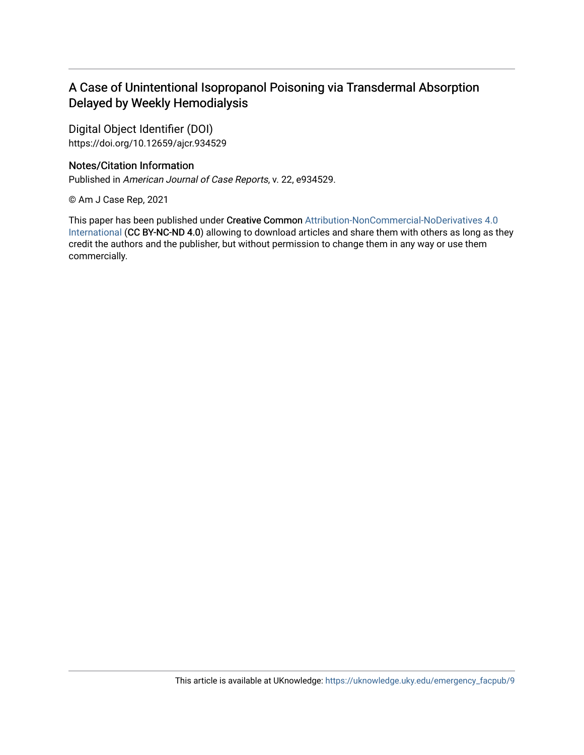## A Case of Unintentional Isopropanol Poisoning via Transdermal Absorption Delayed by Weekly Hemodialysis

### Digital Object Identifier (DOI)

https://doi.org/10.12659/ajcr.934529

### Notes/Citation Information

Published in *American Journal of Case Reports*, v. 22, e934529.

© Am J Case Rep, 2021

This paper has been published under Creative Common Attribution-NonCommercial-NoDerivatives 4.0 International (CC BY-NC-ND 4.0) allowing to download articles and share them with others as long as they credit the authors and the publisher, but without permission to change them in any way or use them commercially.

This article is available at UKnowledge: https://uknowledge.uky.edu/emergency_facpub/9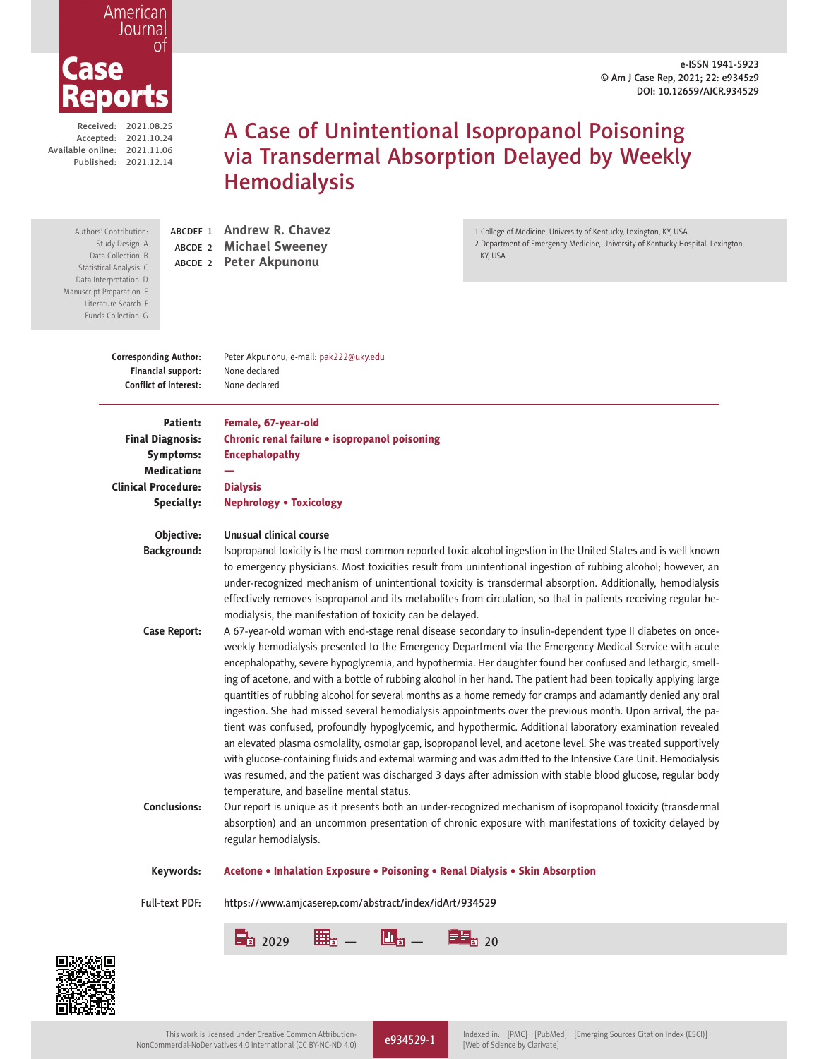# A Case of Unintentional Isopropanol Poisoning via Transdermal Absorption Delayed by Weekly Hemodialysis

e-ISSN 1941-5923
© Am J Case Rep, 2021; 22: e9345z9
DOI: 10.12659/AJCR.934529

Received: 2021.08.25
Accepted: 2021.10.24
Available online: 2021.11.06
Published: 2021.12.14

Authors' Contribution:
Study Design A
Data Collection B
Statistical Analysis C
Data Interpretation D
Manuscript Preparation E
Literature Search F
Funds Collection G

ABCDEF 1 **Andrew R. Chavez**
ABCDE 2 **Michael Sweeney**
ABCDE 2 **Peter Akpunonu**

1 College of Medicine, University of Kentucky, Lexington, KY, USA
2 Department of Emergency Medicine, University of Kentucky Hospital, Lexington, KY, USA

**Corresponding Author:** Peter Akpunonu, e-mail: pak222@uky.edu
**Financial support:** None declared
**Conflict of interest:** None declared

**Patient:** Female, 67-year-old
**Final Diagnosis:** Chronic renal failure • isopropanol poisoning
**Symptoms:** Encephalopathy
**Medication:** —
**Clinical Procedure:** Dialysis
**Specialty:** Nephrology • Toxicology

**Objective:** Unusual clinical course

**Background:** Isopropanol toxicity is the most common reported toxic alcohol ingestion in the United States and is well known to emergency physicians. Most toxicities result from unintentional ingestion of rubbing alcohol; however, an under-recognized mechanism of unintentional toxicity is transdermal absorption. Additionally, hemodialysis effectively removes isopropanol and its metabolites from circulation, so that in patients receiving regular hemodialysis, the manifestation of toxicity can be delayed.

**Case Report:** A 67-year-old woman with end-stage renal disease secondary to insulin-dependent type II diabetes on once-weekly hemodialysis presented to the Emergency Department via the Emergency Medical Service with acute encephalopathy, severe hypoglycemia, and hypothermia. Her daughter found her confused and lethargic, smelling of acetone, and with a bottle of rubbing alcohol in her hand. The patient had been topically applying large quantities of rubbing alcohol for several months as a home remedy for cramps and adamantly denied any oral ingestion. She had missed several hemodialysis appointments over the previous month. Upon arrival, the patient was confused, profoundly hypoglycemic, and hypothermic. Additional laboratory examination revealed an elevated plasma osmolality, osmolar gap, isopropanol level, and acetone level. She was treated supportively with glucose-containing fluids and external warming and was admitted to the Intensive Care Unit. Hemodialysis was resumed, and the patient was discharged 3 days after admission with stable blood glucose, regular body temperature, and baseline mental status.

**Conclusions:** Our report is unique as it presents both an under-recognized mechanism of isopropanol toxicity (transdermal absorption) and an uncommon presentation of chronic exposure with manifestations of toxicity delayed by regular hemodialysis.

**Keywords:** Acetone • Inhalation Exposure • Poisoning • Renal Dialysis • Skin Absorption

**Full-text PDF:** https://www.amjcaserep.com/abstract/index/idArt/934529

2029 — — 20

This work is licensed under Creative Common Attribution-NonCommercial-NoDerivatives 4.0 International (CC BY-NC-ND 4.0)

Indexed in: [PMC] [PubMed] [Emerging Sources Citation Index (ESCI)] [Web of Science by Clarivate]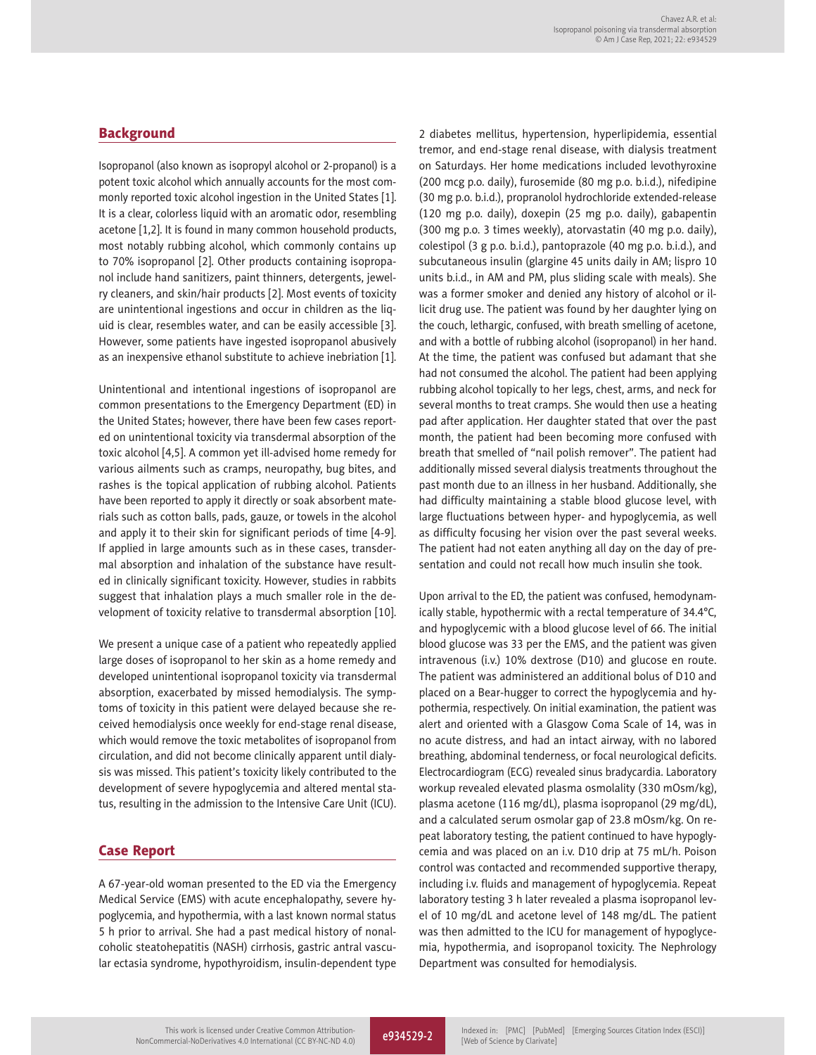## Background

Isopropanol (also known as isopropyl alcohol or 2-propanol) is a potent toxic alcohol which annually accounts for the most commonly reported toxic alcohol ingestion in the United States [1]. It is a clear, colorless liquid with an aromatic odor, resembling acetone [1,2]. It is found in many common household products, most notably rubbing alcohol, which commonly contains up to 70% isopropanol [2]. Other products containing isopropanol include hand sanitizers, paint thinners, detergents, jewelry cleaners, and skin/hair products [2]. Most events of toxicity are unintentional ingestions and occur in children as the liquid is clear, resembles water, and can be easily accessible [3]. However, some patients have ingested isopropanol abusively as an inexpensive ethanol substitute to achieve inebriation [1].

Unintentional and intentional ingestions of isopropanol are common presentations to the Emergency Department (ED) in the United States; however, there have been few cases reported on unintentional toxicity via transdermal absorption of the toxic alcohol [4,5]. A common yet ill-advised home remedy for various ailments such as cramps, neuropathy, bug bites, and rashes is the topical application of rubbing alcohol. Patients have been reported to apply it directly or soak absorbent materials such as cotton balls, pads, gauze, or towels in the alcohol and apply it to their skin for significant periods of time [4-9]. If applied in large amounts such as in these cases, transdermal absorption and inhalation of the substance have resulted in clinically significant toxicity. However, studies in rabbits suggest that inhalation plays a much smaller role in the development of toxicity relative to transdermal absorption [10].

We present a unique case of a patient who repeatedly applied large doses of isopropanol to her skin as a home remedy and developed unintentional isopropanol toxicity via transdermal absorption, exacerbated by missed hemodialysis. The symptoms of toxicity in this patient were delayed because she received hemodialysis once weekly for end-stage renal disease, which would remove the toxic metabolites of isopropanol from circulation, and did not become clinically apparent until dialysis was missed. This patient's toxicity likely contributed to the development of severe hypoglycemia and altered mental status, resulting in the admission to the Intensive Care Unit (ICU).

## Case Report

A 67-year-old woman presented to the ED via the Emergency Medical Service (EMS) with acute encephalopathy, severe hypoglycemia, and hypothermia, with a last known normal status 5 h prior to arrival. She had a past medical history of nonalcoholic steatohepatitis (NASH) cirrhosis, gastric antral vascular ectasia syndrome, hypothyroidism, insulin-dependent type 2 diabetes mellitus, hypertension, hyperlipidemia, essential tremor, and end-stage renal disease, with dialysis treatment on Saturdays. Her home medications included levothyroxine (200 mcg p.o. daily), furosemide (80 mg p.o. b.i.d.), nifedipine (30 mg p.o. b.i.d.), propranolol hydrochloride extended-release (120 mg p.o. daily), doxepin (25 mg p.o. daily), gabapentin (300 mg p.o. 3 times weekly), atorvastatin (40 mg p.o. daily), colestipol (3 g p.o. b.i.d.), pantoprazole (40 mg p.o. b.i.d.), and subcutaneous insulin (glargine 45 units daily in AM; lispro 10 units b.i.d., in AM and PM, plus sliding scale with meals). She was a former smoker and denied any history of alcohol or illicit drug use. The patient was found by her daughter lying on the couch, lethargic, confused, with breath smelling of acetone, and with a bottle of rubbing alcohol (isopropanol) in her hand. At the time, the patient was confused but adamant that she had not consumed the alcohol. The patient had been applying rubbing alcohol topically to her legs, chest, arms, and neck for several months to treat cramps. She would then use a heating pad after application. Her daughter stated that over the past month, the patient had been becoming more confused with breath that smelled of "nail polish remover". The patient had additionally missed several dialysis treatments throughout the past month due to an illness in her husband. Additionally, she had difficulty maintaining a stable blood glucose level, with large fluctuations between hyper- and hypoglycemia, as well as difficulty focusing her vision over the past several weeks. The patient had not eaten anything all day on the day of presentation and could not recall how much insulin she took.

Upon arrival to the ED, the patient was confused, hemodynamically stable, hypothermic with a rectal temperature of 34.4°C, and hypoglycemic with a blood glucose level of 66. The initial blood glucose was 33 per the EMS, and the patient was given intravenous (i.v.) 10% dextrose (D10) and glucose en route. The patient was administered an additional bolus of D10 and placed on a Bear-hugger to correct the hypoglycemia and hypothermia, respectively. On initial examination, the patient was alert and oriented with a Glasgow Coma Scale of 14, was in no acute distress, and had an intact airway, with no labored breathing, abdominal tenderness, or focal neurological deficits. Electrocardiogram (ECG) revealed sinus bradycardia. Laboratory workup revealed elevated plasma osmolality (330 mOsm/kg), plasma acetone (116 mg/dL), plasma isopropanol (29 mg/dL), and a calculated serum osmolar gap of 23.8 mOsm/kg. On repeat laboratory testing, the patient continued to have hypoglycemia and was placed on an i.v. D10 drip at 75 mL/h. Poison control was contacted and recommended supportive therapy, including i.v. fluids and management of hypoglycemia. Repeat laboratory testing 3 h later revealed a plasma isopropanol level of 10 mg/dL and acetone level of 148 mg/dL. The patient was then admitted to the ICU for management of hypoglycemia, hypothermia, and isopropanol toxicity. The Nephrology Department was consulted for hemodialysis.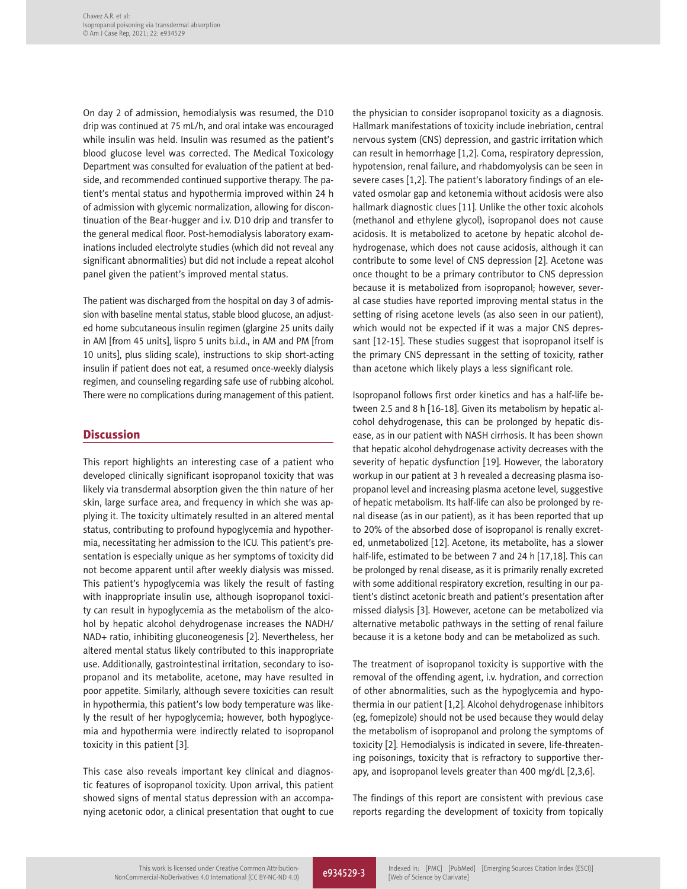On day 2 of admission, hemodialysis was resumed, the D10 drip was continued at 75 mL/h, and oral intake was encouraged while insulin was held. Insulin was resumed as the patient's blood glucose level was corrected. The Medical Toxicology Department was consulted for evaluation of the patient at bedside, and recommended continued supportive therapy. The patient's mental status and hypothermia improved within 24 h of admission with glycemic normalization, allowing for discontinuation of the Bear-hugger and i.v. D10 drip and transfer to the general medical floor. Post-hemodialysis laboratory examinations included electrolyte studies (which did not reveal any significant abnormalities) but did not include a repeat alcohol panel given the patient's improved mental status.

The patient was discharged from the hospital on day 3 of admission with baseline mental status, stable blood glucose, an adjusted home subcutaneous insulin regimen (glargine 25 units daily in AM [from 45 units], lispro 5 units b.i.d., in AM and PM [from 10 units], plus sliding scale), instructions to skip short-acting insulin if patient does not eat, a resumed once-weekly dialysis regimen, and counseling regarding safe use of rubbing alcohol. There were no complications during management of this patient.

## Discussion

This report highlights an interesting case of a patient who developed clinically significant isopropanol toxicity that was likely via transdermal absorption given the thin nature of her skin, large surface area, and frequency in which she was applying it. The toxicity ultimately resulted in an altered mental status, contributing to profound hypoglycemia and hypothermia, necessitating her admission to the ICU. This patient's presentation is especially unique as her symptoms of toxicity did not become apparent until after weekly dialysis was missed. This patient's hypoglycemia was likely the result of fasting with inappropriate insulin use, although isopropanol toxicity can result in hypoglycemia as the metabolism of the alcohol by hepatic alcohol dehydrogenase increases the NADH/NAD+ ratio, inhibiting gluconeogenesis [2]. Nevertheless, her altered mental status likely contributed to this inappropriate use. Additionally, gastrointestinal irritation, secondary to isopropanol and its metabolite, acetone, may have resulted in poor appetite. Similarly, although severe toxicities can result in hypothermia, this patient's low body temperature was likely the result of her hypoglycemia; however, both hypoglycemia and hypothermia were indirectly related to isopropanol toxicity in this patient [3].

This case also reveals important key clinical and diagnostic features of isopropanol toxicity. Upon arrival, this patient showed signs of mental status depression with an accompanying acetonic odor, a clinical presentation that ought to cue the physician to consider isopropanol toxicity as a diagnosis. Hallmark manifestations of toxicity include inebriation, central nervous system (CNS) depression, and gastric irritation which can result in hemorrhage [1,2]. Coma, respiratory depression, hypotension, renal failure, and rhabdomyolysis can be seen in severe cases [1,2]. The patient's laboratory findings of an elevated osmolar gap and ketonemia without acidosis were also hallmark diagnostic clues [11]. Unlike the other toxic alcohols (methanol and ethylene glycol), isopropanol does not cause acidosis. It is metabolized to acetone by hepatic alcohol dehydrogenase, which does not cause acidosis, although it can contribute to some level of CNS depression [2]. Acetone was once thought to be a primary contributor to CNS depression because it is metabolized from isopropanol; however, several case studies have reported improving mental status in the setting of rising acetone levels (as also seen in our patient), which would not be expected if it was a major CNS depressant [12-15]. These studies suggest that isopropanol itself is the primary CNS depressant in the setting of toxicity, rather than acetone which likely plays a less significant role.

Isopropanol follows first order kinetics and has a half-life between 2.5 and 8 h [16-18]. Given its metabolism by hepatic alcohol dehydrogenase, this can be prolonged by hepatic disease, as in our patient with NASH cirrhosis. It has been shown that hepatic alcohol dehydrogenase activity decreases with the severity of hepatic dysfunction [19]. However, the laboratory workup in our patient at 3 h revealed a decreasing plasma isopropanol level and increasing plasma acetone level, suggestive of hepatic metabolism. Its half-life can also be prolonged by renal disease (as in our patient), as it has been reported that up to 20% of the absorbed dose of isopropanol is renally excreted, unmetabolized [12]. Acetone, its metabolite, has a slower half-life, estimated to be between 7 and 24 h [17,18]. This can be prolonged by renal disease, as it is primarily renally excreted with some additional respiratory excretion, resulting in our patient's distinct acetonic breath and patient's presentation after missed dialysis [3]. However, acetone can be metabolized via alternative metabolic pathways in the setting of renal failure because it is a ketone body and can be metabolized as such.

The treatment of isopropanol toxicity is supportive with the removal of the offending agent, i.v. hydration, and correction of other abnormalities, such as the hypoglycemia and hypothermia in our patient [1,2]. Alcohol dehydrogenase inhibitors (eg, fomepizole) should not be used because they would delay the metabolism of isopropanol and prolong the symptoms of toxicity [2]. Hemodialysis is indicated in severe, life-threatening poisonings, toxicity that is refractory to supportive therapy, and isopropanol levels greater than 400 mg/dL [2,3,6].

The findings of this report are consistent with previous case reports regarding the development of toxicity from topically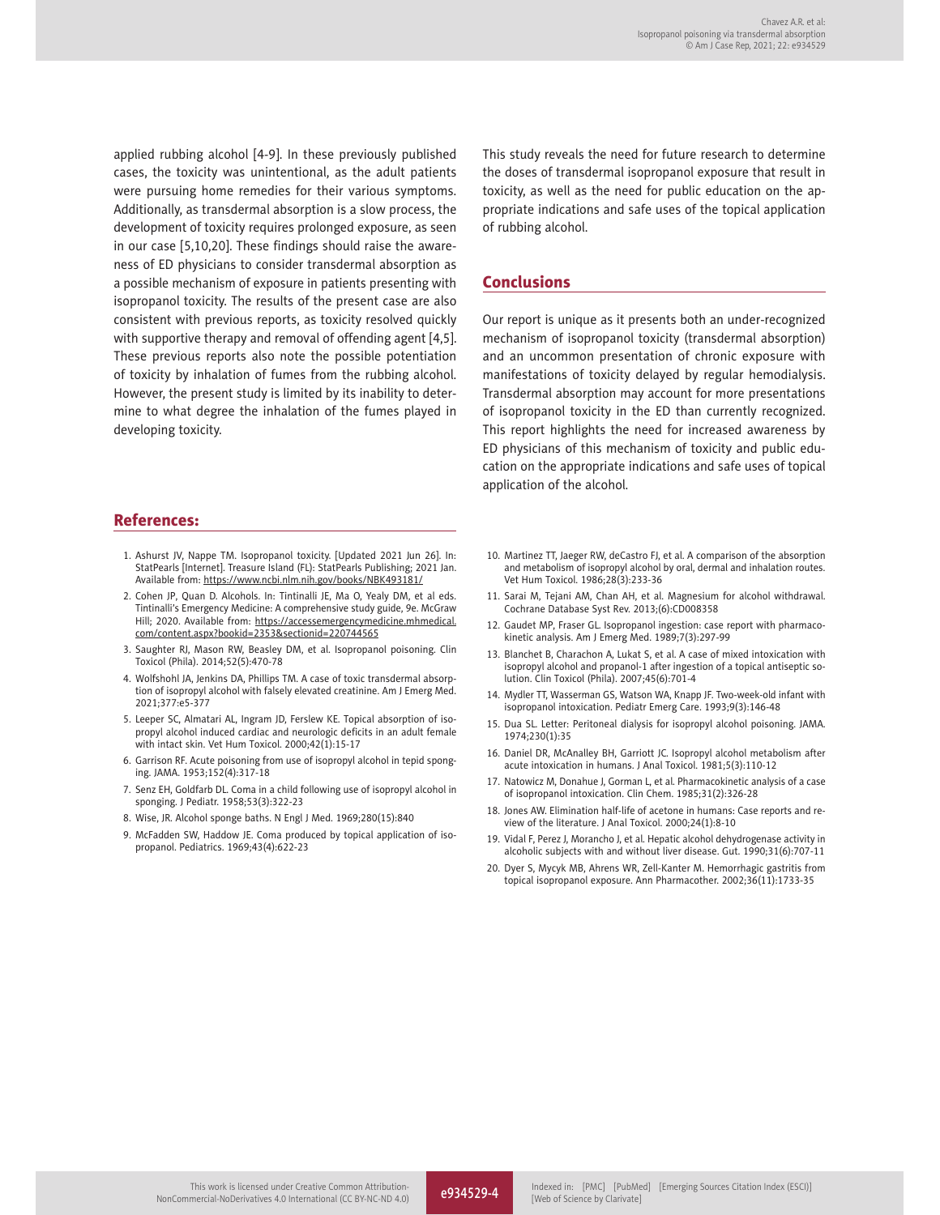applied rubbing alcohol [4-9]. In these previously published cases, the toxicity was unintentional, as the adult patients were pursuing home remedies for their various symptoms. Additionally, as transdermal absorption is a slow process, the development of toxicity requires prolonged exposure, as seen in our case [5,10,20]. These findings should raise the awareness of ED physicians to consider transdermal absorption as a possible mechanism of exposure in patients presenting with isopropanol toxicity. The results of the present case are also consistent with previous reports, as toxicity resolved quickly with supportive therapy and removal of offending agent [4,5]. These previous reports also note the possible potentiation of toxicity by inhalation of fumes from the rubbing alcohol. However, the present study is limited by its inability to determine to what degree the inhalation of the fumes played in developing toxicity.

This study reveals the need for future research to determine the doses of transdermal isopropanol exposure that result in toxicity, as well as the need for public education on the appropriate indications and safe uses of the topical application of rubbing alcohol.

## Conclusions

Our report is unique as it presents both an under-recognized mechanism of isopropanol toxicity (transdermal absorption) and an uncommon presentation of chronic exposure with manifestations of toxicity delayed by regular hemodialysis. Transdermal absorption may account for more presentations of isopropanol toxicity in the ED than currently recognized. This report highlights the need for increased awareness by ED physicians of this mechanism of toxicity and public education on the appropriate indications and safe uses of topical application of the alcohol.

## References:

1. Ashurst JV, Nappe TM. Isopropanol toxicity. [Updated 2021 Jun 26]. In: StatPearls [Internet]. Treasure Island (FL): StatPearls Publishing; 2021 Jan. Available from: https://www.ncbi.nlm.nih.gov/books/NBK493181/
2. Cohen JP, Quan D. Alcohols. In: Tintinalli JE, Ma O, Yealy DM, et al eds. Tintinalli's Emergency Medicine: A comprehensive study guide, 9e. McGraw Hill; 2020. Available from: https://accessemergencymedicine.mhmedical.com/content.aspx?bookid=2353&sectionid=220744565
3. Saughter RJ, Mason RW, Beasley DM, et al. Isopropanol poisoning. Clin Toxicol (Phila). 2014;52(5):470-78
4. Wolfshohl JA, Jenkins DA, Phillips TM. A case of toxic transdermal absorption of isopropyl alcohol with falsely elevated creatinine. Am J Emerg Med. 2021;377:e5-377
5. Leeper SC, Almatari AL, Ingram JD, Ferslew KE. Topical absorption of isopropyl alcohol induced cardiac and neurologic deficits in an adult female with intact skin. Vet Hum Toxicol. 2000;42(1):15-17
6. Garrison RF. Acute poisoning from use of isopropyl alcohol in tepid sponging. JAMA. 1953;152(4):317-18
7. Senz EH, Goldfarb DL. Coma in a child following use of isopropyl alcohol in sponging. J Pediatr. 1958;53(3):322-23
8. Wise, JR. Alcohol sponge baths. N Engl J Med. 1969;280(15):840
9. McFadden SW, Haddow JE. Coma produced by topical application of isopropanol. Pediatrics. 1969;43(4):622-23
10. Martinez TT, Jaeger RW, deCastro FJ, et al. A comparison of the absorption and metabolism of isopropyl alcohol by oral, dermal and inhalation routes. Vet Hum Toxicol. 1986;28(3):233-36
11. Sarai M, Tejani AM, Chan AH, et al. Magnesium for alcohol withdrawal. Cochrane Database Syst Rev. 2013;(6):CD008358
12. Gaudet MP, Fraser GL. Isopropanol ingestion: case report with pharmacokinetic analysis. Am J Emerg Med. 1989;7(3):297-99
13. Blanchet B, Charachon A, Lukat S, et al. A case of mixed intoxication with isopropyl alcohol and propanol-1 after ingestion of a topical antiseptic solution. Clin Toxicol (Phila). 2007;45(6):701-4
14. Mydler TT, Wasserman GS, Watson WA, Knapp JF. Two-week-old infant with isopropanol intoxication. Pediatr Emerg Care. 1993;9(3):146-48
15. Dua SL. Letter: Peritoneal dialysis for isopropyl alcohol poisoning. JAMA. 1974;230(1):35
16. Daniel DR, McAnalley BH, Garriott JC. Isopropyl alcohol metabolism after acute intoxication in humans. J Anal Toxicol. 1981;5(3):110-12
17. Natowicz M, Donahue J, Gorman L, et al. Pharmacokinetic analysis of a case of isopropanol intoxication. Clin Chem. 1985;31(2):326-28
18. Jones AW. Elimination half-life of acetone in humans: Case reports and review of the literature. J Anal Toxicol. 2000;24(1):8-10
19. Vidal F, Perez J, Morancho J, et al. Hepatic alcohol dehydrogenase activity in alcoholic subjects with and without liver disease. Gut. 1990;31(6):707-11
20. Dyer S, Mycyk MB, Ahrens WR, Zell-Kanter M. Hemorrhagic gastritis from topical isopropanol exposure. Ann Pharmacother. 2002;36(11):1733-35